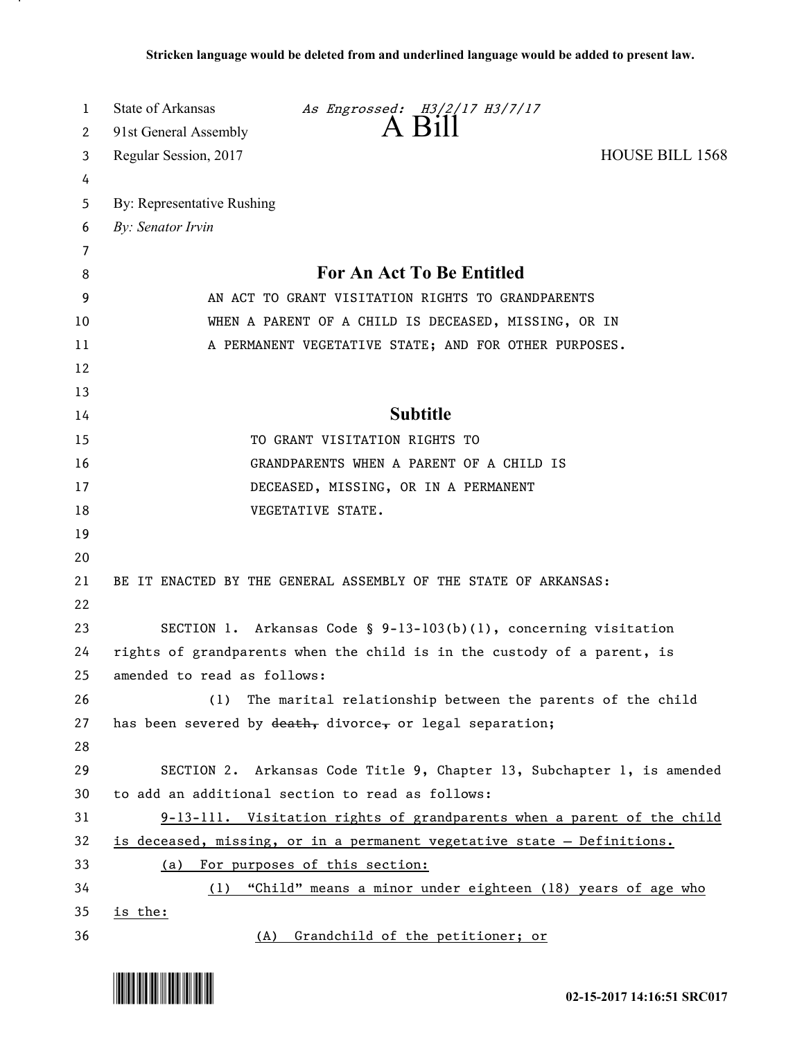**Stricken language would be deleted from and underlined language would be added to present law.**

State of Arkansas *As Engrossed: H3/2/17 H3/7/17*
91st General Assembly
# A Bill
Regular Session, 2017 HOUSE BILL 1568

By: Representative Rushing
*By: Senator Irvin*

## For An Act To Be Entitled

AN ACT TO GRANT VISITATION RIGHTS TO GRANDPARENTS WHEN A PARENT OF A CHILD IS DECEASED, MISSING, OR IN A PERMANENT VEGETATIVE STATE; AND FOR OTHER PURPOSES.

## Subtitle

TO GRANT VISITATION RIGHTS TO GRANDPARENTS WHEN A PARENT OF A CHILD IS DECEASED, MISSING, OR IN A PERMANENT VEGETATIVE STATE.

BE IT ENACTED BY THE GENERAL ASSEMBLY OF THE STATE OF ARKANSAS:

SECTION 1. Arkansas Code § 9-13-103(b)(1), concerning visitation rights of grandparents when the child is in the custody of a parent, is amended to read as follows:

(1) The marital relationship between the parents of the child has been severed by ~~death,~~ divorce~~,~~ or legal separation;

SECTION 2. Arkansas Code Title 9, Chapter 13, Subchapter 1, is amended to add an additional section to read as follows:

<u>9-13-111. Visitation rights of grandparents when a parent of the child is deceased, missing, or in a permanent vegetative state — Definitions.</u>

<u>(a) For purposes of this section:</u>

<u>(1) "Child" means a minor under eighteen (18) years of age who is the:</u>

<u>(A) Grandchild of the petitioner; or</u>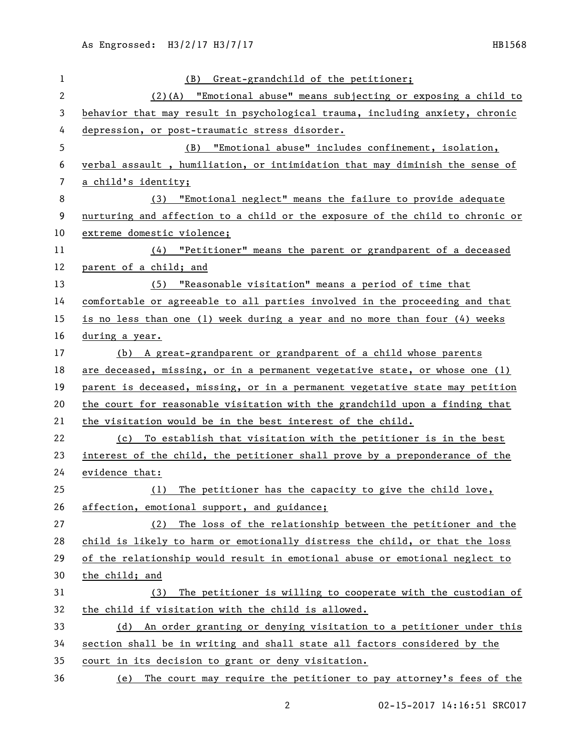(B) Great-grandchild of the petitioner;

(2)(A) "Emotional abuse" means subjecting or exposing a child to behavior that may result in psychological trauma, including anxiety, chronic depression, or post-traumatic stress disorder.

(B) "Emotional abuse" includes confinement, isolation, verbal assault , humiliation, or intimidation that may diminish the sense of a child's identity;

(3) "Emotional neglect" means the failure to provide adequate nurturing and affection to a child or the exposure of the child to chronic or extreme domestic violence;

(4) "Petitioner" means the parent or grandparent of a deceased parent of a child; and

(5) "Reasonable visitation" means a period of time that comfortable or agreeable to all parties involved in the proceeding and that is no less than one (1) week during a year and no more than four (4) weeks during a year.

(b) A great-grandparent or grandparent of a child whose parents are deceased, missing, or in a permanent vegetative state, or whose one (1) parent is deceased, missing, or in a permanent vegetative state may petition the court for reasonable visitation with the grandchild upon a finding that the visitation would be in the best interest of the child.

(c) To establish that visitation with the petitioner is in the best interest of the child, the petitioner shall prove by a preponderance of the evidence that:

(1) The petitioner has the capacity to give the child love, affection, emotional support, and guidance;

(2) The loss of the relationship between the petitioner and the child is likely to harm or emotionally distress the child, or that the loss of the relationship would result in emotional abuse or emotional neglect to the child; and

(3) The petitioner is willing to cooperate with the custodian of the child if visitation with the child is allowed.

(d) An order granting or denying visitation to a petitioner under this section shall be in writing and shall state all factors considered by the court in its decision to grant or deny visitation.

(e) The court may require the petitioner to pay attorney's fees of the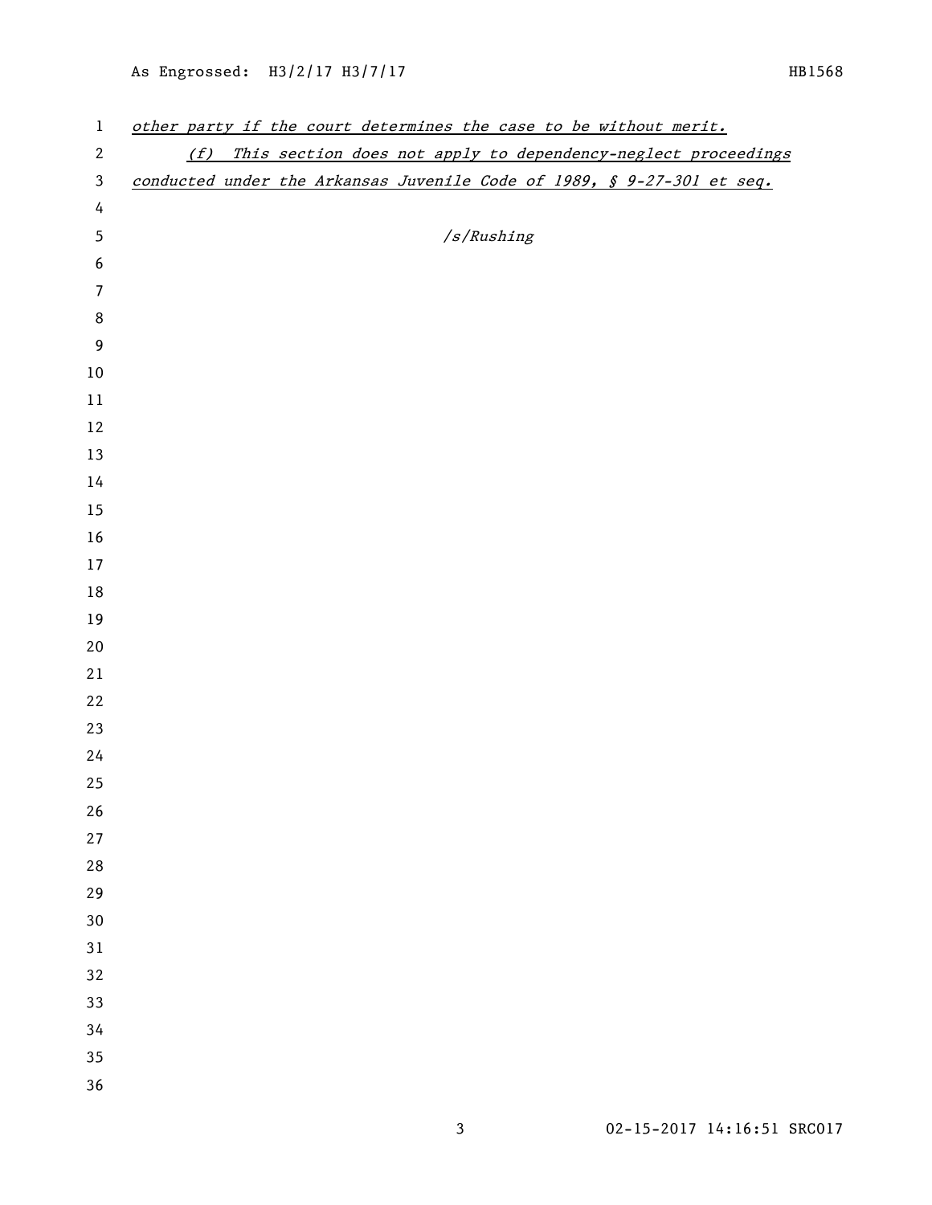*other party if the court determines the case to be without merit.*

*(f) This section does not apply to dependency-neglect proceedings conducted under the Arkansas Juvenile Code of 1989, § 9-27-301 et seq.*

*/s/Rushing*